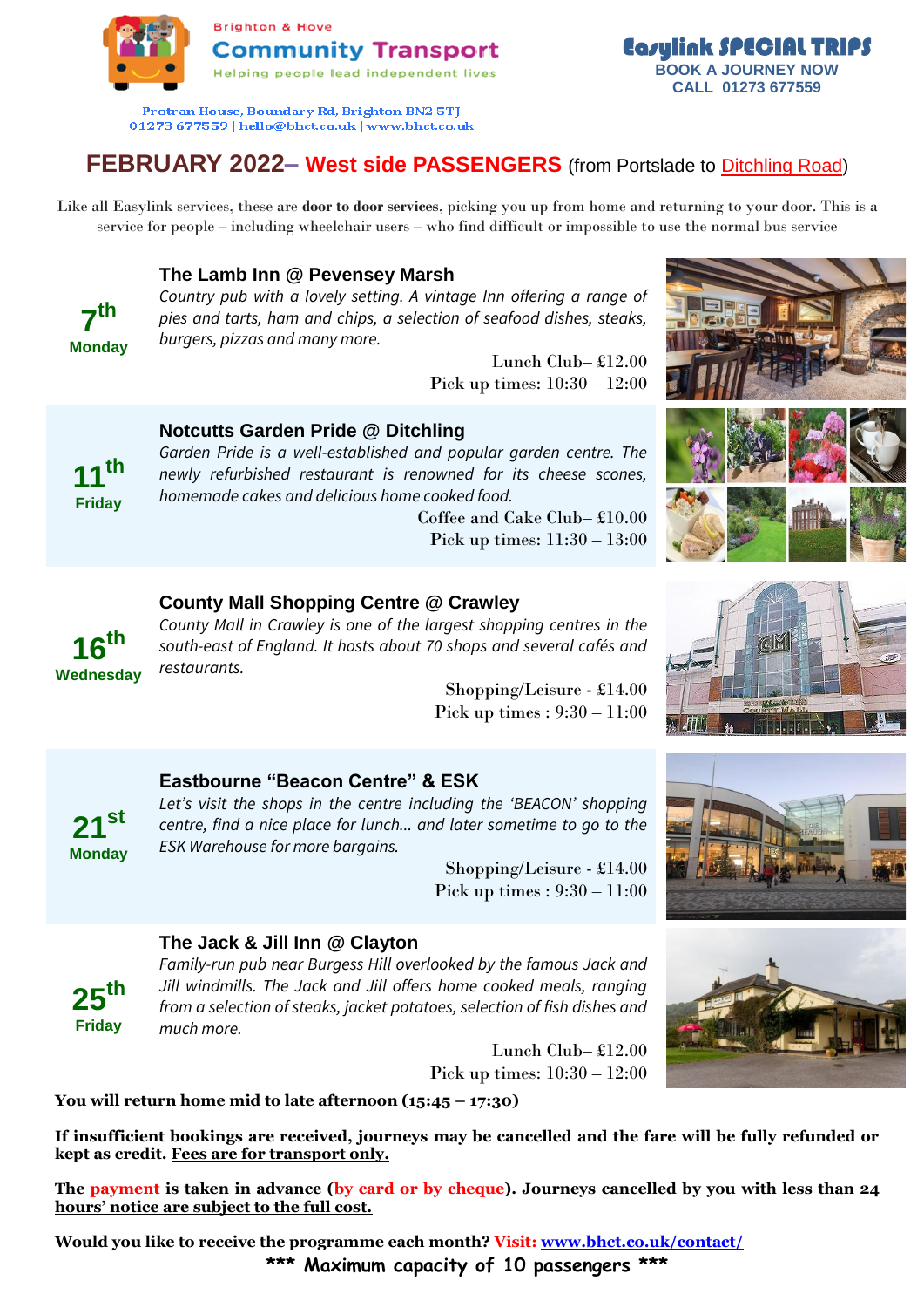Brighton & Hove

**Community Transport**

Helping people lead independent lives

Protran House, Boundary Rd, Brighton BN2 5TJ
01273 677559 | hello@bhct.co.uk | www.bhct.co.uk

**Easylink SPECIAL TRIPS**
**BOOK A JOURNEY NOW**
**CALL 01273 677559**

# FEBRUARY 2022– West side PASSENGERS (from Portslade to Ditchling Road)

Like all Easylink services, these are **door to door services**, picking you up from home and returning to your door. This is a service for people – including wheelchair users – who find difficult or impossible to use the normal bus service

## 7th Monday

### The Lamb Inn @ Pevensey Marsh

*Country pub with a lovely setting. A vintage Inn offering a range of pies and tarts, ham and chips, a selection of seafood dishes, steaks, burgers, pizzas and many more.*

Lunch Club– £12.00
Pick up times: 10:30 – 12:00

## 11th Friday

### Notcutts Garden Pride @ Ditchling

*Garden Pride is a well-established and popular garden centre. The newly refurbished restaurant is renowned for its cheese scones, homemade cakes and delicious home cooked food.*

Coffee and Cake Club– £10.00
Pick up times: 11:30 – 13:00

## 16th Wednesday

### County Mall Shopping Centre @ Crawley

*County Mall in Crawley is one of the largest shopping centres in the south-east of England. It hosts about 70 shops and several cafés and restaurants.*

Shopping/Leisure - £14.00
Pick up times : 9:30 – 11:00

## 21st Monday

### Eastbourne "Beacon Centre" & ESK

*Let's visit the shops in the centre including the 'BEACON' shopping centre, find a nice place for lunch... and later sometime to go to the ESK Warehouse for more bargains.*

Shopping/Leisure - £14.00
Pick up times : 9:30 – 11:00

## 25th Friday

### The Jack & Jill Inn @ Clayton

*Family-run pub near Burgess Hill overlooked by the famous Jack and Jill windmills. The Jack and Jill offers home cooked meals, ranging from a selection of steaks, jacket potatoes, selection of fish dishes and much more.*

Lunch Club– £12.00
Pick up times: 10:30 – 12:00

**You will return home mid to late afternoon (15:45 – 17:30)**

**If insufficient bookings are received, journeys may be cancelled and the fare will be fully refunded or kept as credit. Fees are for transport only.**

**The payment is taken in advance (by card or by cheque). Journeys cancelled by you with less than 24 hours' notice are subject to the full cost.**

**Would you like to receive the programme each month? Visit: www.bhct.co.uk/contact/**

**\*\*\* Maximum capacity of 10 passengers \*\*\***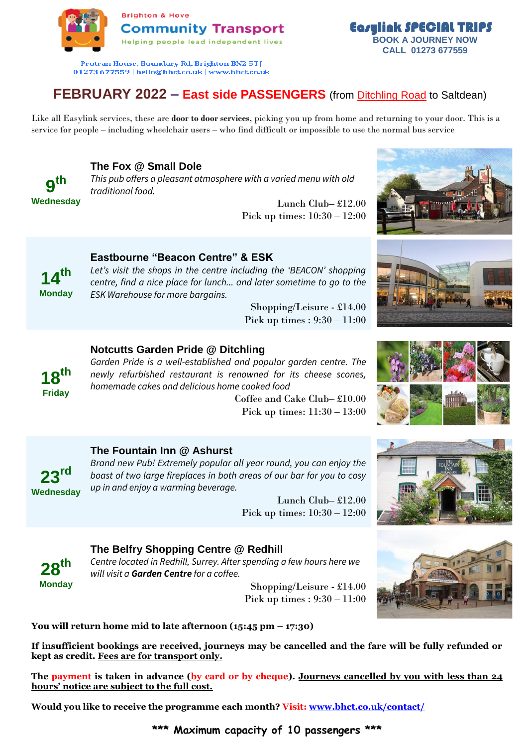Brighton & Hove

**Community Transport**

Helping people lead independent lives

Protran House, Boundary Rd, Brighton BN2 5TJ
01273 677559 | hello@bhct.co.uk | www.bhct.co.uk

**Easylink SPECIAL TRIPS**
**BOOK A JOURNEY NOW**
**CALL 01273 677559**

# FEBRUARY 2022 – East side PASSENGERS (from Ditchling Road to Saltdean)

Like all Easylink services, these are **door to door services**, picking you up from home and returning to your door. This is a service for people – including wheelchair users – who find difficult or impossible to use the normal bus service

## 9th Wednesday

### The Fox @ Small Dole

*This pub offers a pleasant atmosphere with a varied menu with old traditional food.*

Lunch Club– £12.00
Pick up times: 10:30 – 12:00

## 14th Monday

### Eastbourne "Beacon Centre" & ESK

*Let's visit the shops in the centre including the 'BEACON' shopping centre, find a nice place for lunch… and later sometime to go to the ESK Warehouse for more bargains.*

Shopping/Leisure - £14.00
Pick up times : 9:30 – 11:00

## 18th Friday

### Notcutts Garden Pride @ Ditchling

*Garden Pride is a well-established and popular garden centre. The newly refurbished restaurant is renowned for its cheese scones, homemade cakes and delicious home cooked food*

Coffee and Cake Club– £10.00
Pick up times: 11:30 – 13:00

## 23rd Wednesday

### The Fountain Inn @ Ashurst

*Brand new Pub! Extremely popular all year round, you can enjoy the boast of two large fireplaces in both areas of our bar for you to cosy up in and enjoy a warming beverage.*

Lunch Club– £12.00
Pick up times: 10:30 – 12:00

## 28th Monday

### The Belfry Shopping Centre @ Redhill

*Centre located in Redhill, Surrey. After spending a few hours here we will visit a **Garden Centre** for a coffee.*

Shopping/Leisure - £14.00
Pick up times : 9:30 – 11:00

**You will return home mid to late afternoon (15:45 pm – 17:30)**

**If insufficient bookings are received, journeys may be cancelled and the fare will be fully refunded or kept as credit. Fees are for transport only.**

**The payment is taken in advance (by card or by cheque). Journeys cancelled by you with less than 24 hours' notice are subject to the full cost.**

**Would you like to receive the programme each month? Visit: www.bhct.co.uk/contact/**

**\*\*\* Maximum capacity of 10 passengers \*\*\***